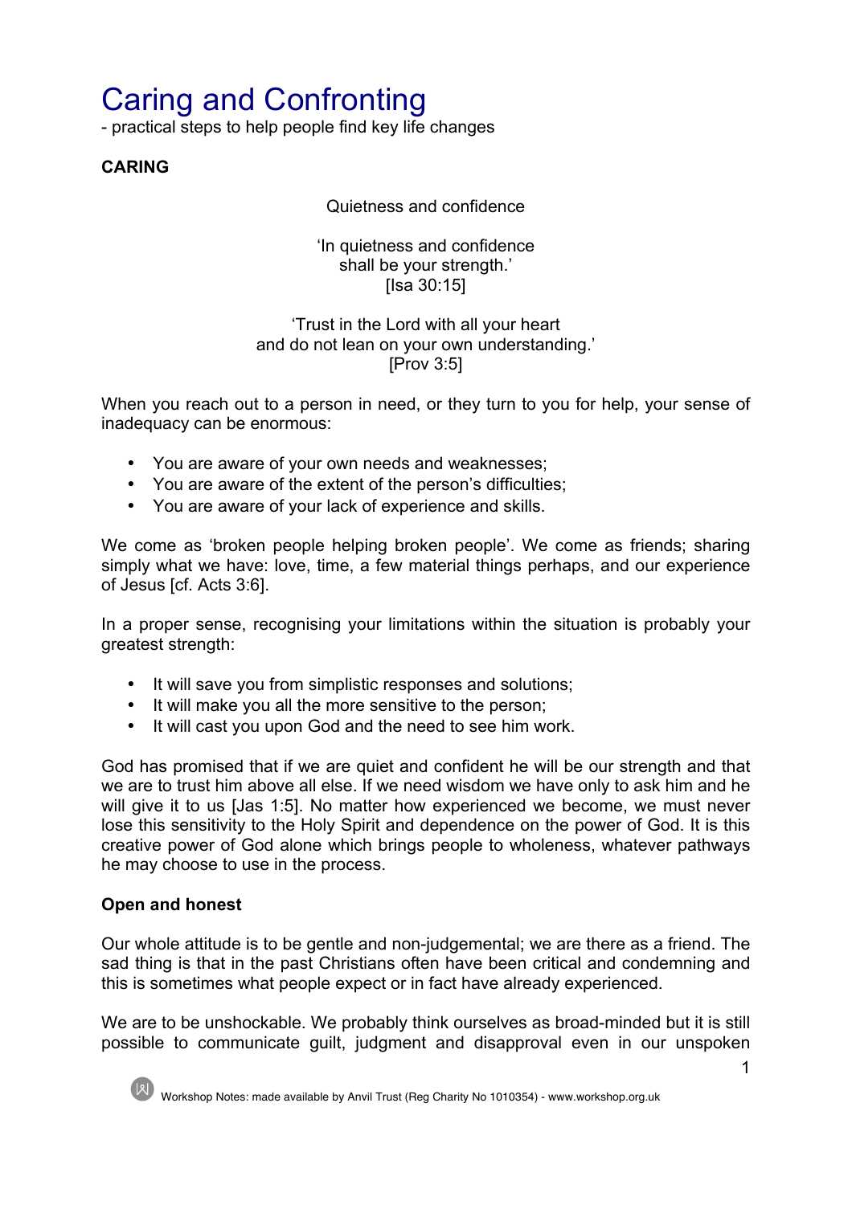# Caring and Confronting

- practical steps to help people find key life changes

**CARING**

Quietness and confidence

'In quietness and confidence
shall be your strength.'
[Isa 30:15]

'Trust in the Lord with all your heart
and do not lean on your own understanding.'
[Prov 3:5]

When you reach out to a person in need, or they turn to you for help, your sense of inadequacy can be enormous:

- You are aware of your own needs and weaknesses;
- You are aware of the extent of the person's difficulties;
- You are aware of your lack of experience and skills.

We come as 'broken people helping broken people'. We come as friends; sharing simply what we have: love, time, a few material things perhaps, and our experience of Jesus [cf. Acts 3:6].

In a proper sense, recognising your limitations within the situation is probably your greatest strength:

- It will save you from simplistic responses and solutions;
- It will make you all the more sensitive to the person;
- It will cast you upon God and the need to see him work.

God has promised that if we are quiet and confident he will be our strength and that we are to trust him above all else. If we need wisdom we have only to ask him and he will give it to us [Jas 1:5]. No matter how experienced we become, we must never lose this sensitivity to the Holy Spirit and dependence on the power of God. It is this creative power of God alone which brings people to wholeness, whatever pathways he may choose to use in the process.

**Open and honest**

Our whole attitude is to be gentle and non-judgemental; we are there as a friend. The sad thing is that in the past Christians often have been critical and condemning and this is sometimes what people expect or in fact have already experienced.

We are to be unshockable. We probably think ourselves as broad-minded but it is still possible to communicate guilt, judgment and disapproval even in our unspoken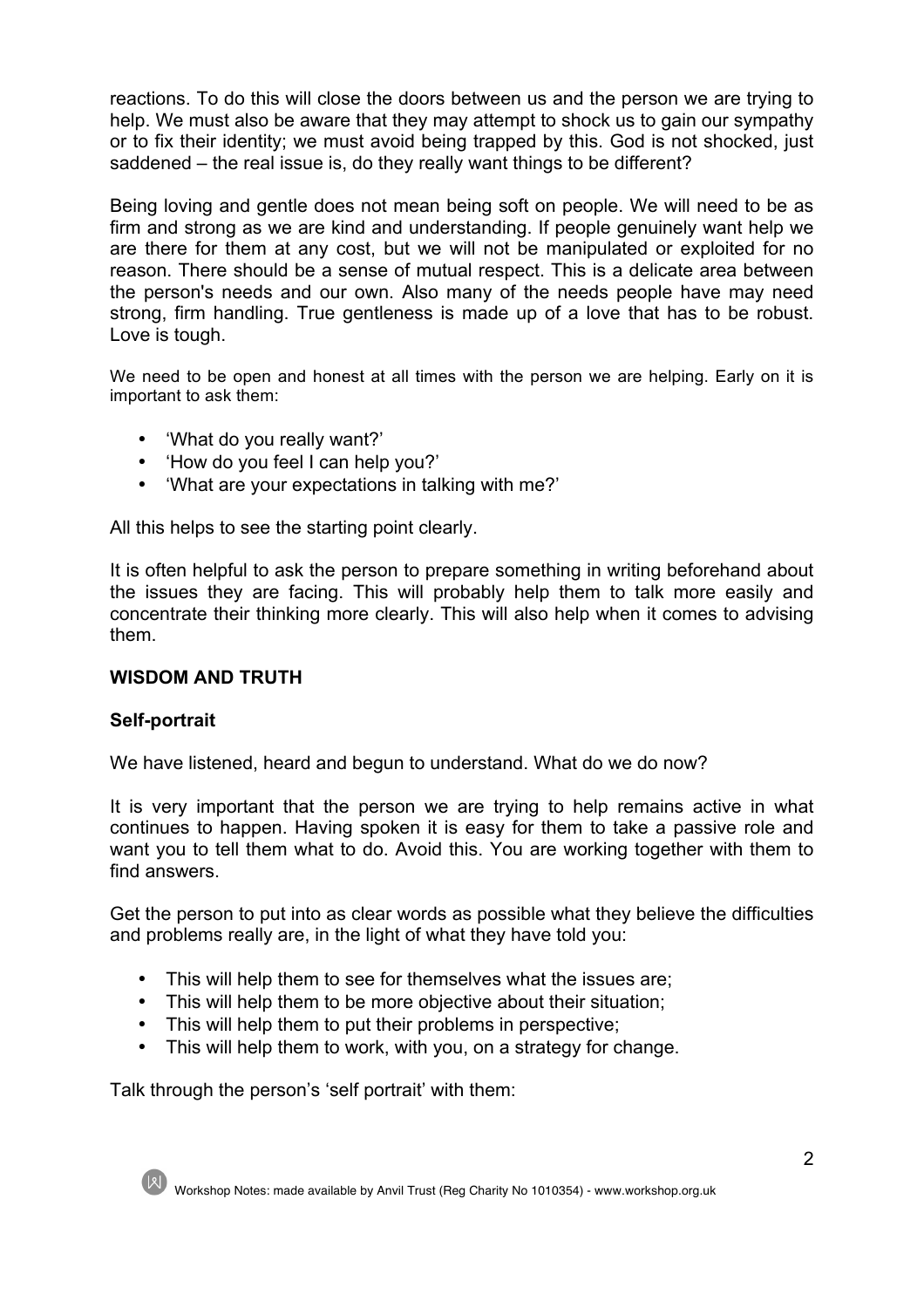reactions. To do this will close the doors between us and the person we are trying to help. We must also be aware that they may attempt to shock us to gain our sympathy or to fix their identity; we must avoid being trapped by this. God is not shocked, just saddened – the real issue is, do they really want things to be different?

Being loving and gentle does not mean being soft on people. We will need to be as firm and strong as we are kind and understanding. If people genuinely want help we are there for them at any cost, but we will not be manipulated or exploited for no reason. There should be a sense of mutual respect. This is a delicate area between the person's needs and our own. Also many of the needs people have may need strong, firm handling. True gentleness is made up of a love that has to be robust. Love is tough.

We need to be open and honest at all times with the person we are helping. Early on it is important to ask them:

- 'What do you really want?'
- 'How do you feel I can help you?'
- 'What are your expectations in talking with me?'

All this helps to see the starting point clearly.

It is often helpful to ask the person to prepare something in writing beforehand about the issues they are facing. This will probably help them to talk more easily and concentrate their thinking more clearly. This will also help when it comes to advising them.

## WISDOM AND TRUTH

### Self-portrait

We have listened, heard and begun to understand. What do we do now?

It is very important that the person we are trying to help remains active in what continues to happen. Having spoken it is easy for them to take a passive role and want you to tell them what to do. Avoid this. You are working together with them to find answers.

Get the person to put into as clear words as possible what they believe the difficulties and problems really are, in the light of what they have told you:

- This will help them to see for themselves what the issues are;
- This will help them to be more objective about their situation;
- This will help them to put their problems in perspective;
- This will help them to work, with you, on a strategy for change.

Talk through the person's 'self portrait' with them: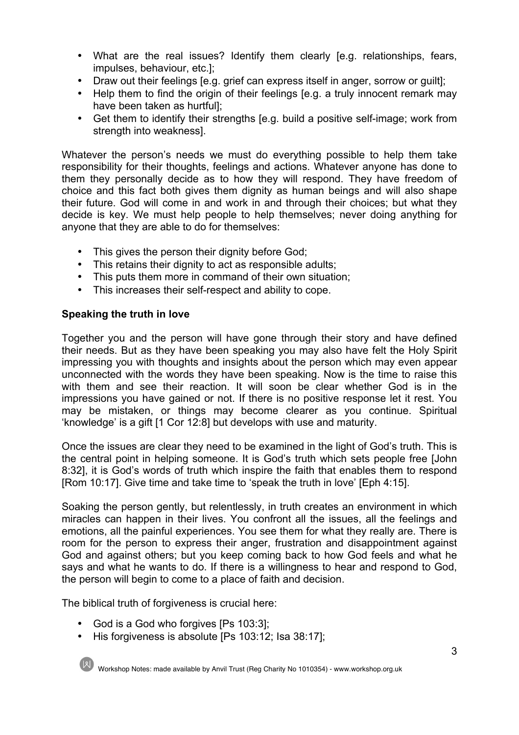- What are the real issues? Identify them clearly [e.g. relationships, fears, impulses, behaviour, etc.];
- Draw out their feelings [e.g. grief can express itself in anger, sorrow or guilt];
- Help them to find the origin of their feelings [e.g. a truly innocent remark may have been taken as hurtful];
- Get them to identify their strengths [e.g. build a positive self-image; work from strength into weakness].

Whatever the person's needs we must do everything possible to help them take responsibility for their thoughts, feelings and actions. Whatever anyone has done to them they personally decide as to how they will respond. They have freedom of choice and this fact both gives them dignity as human beings and will also shape their future. God will come in and work in and through their choices; but what they decide is key. We must help people to help themselves; never doing anything for anyone that they are able to do for themselves:

- This gives the person their dignity before God;
- This retains their dignity to act as responsible adults;
- This puts them more in command of their own situation;
- This increases their self-respect and ability to cope.

**Speaking the truth in love**

Together you and the person will have gone through their story and have defined their needs. But as they have been speaking you may also have felt the Holy Spirit impressing you with thoughts and insights about the person which may even appear unconnected with the words they have been speaking. Now is the time to raise this with them and see their reaction. It will soon be clear whether God is in the impressions you have gained or not. If there is no positive response let it rest. You may be mistaken, or things may become clearer as you continue. Spiritual 'knowledge' is a gift [1 Cor 12:8] but develops with use and maturity.

Once the issues are clear they need to be examined in the light of God's truth. This is the central point in helping someone. It is God's truth which sets people free [John 8:32], it is God's words of truth which inspire the faith that enables them to respond [Rom 10:17]. Give time and take time to 'speak the truth in love' [Eph 4:15].

Soaking the person gently, but relentlessly, in truth creates an environment in which miracles can happen in their lives. You confront all the issues, all the feelings and emotions, all the painful experiences. You see them for what they really are. There is room for the person to express their anger, frustration and disappointment against God and against others; but you keep coming back to how God feels and what he says and what he wants to do. If there is a willingness to hear and respond to God, the person will begin to come to a place of faith and decision.

The biblical truth of forgiveness is crucial here:

- God is a God who forgives [Ps 103:3];
- His forgiveness is absolute [Ps 103:12; Isa 38:17];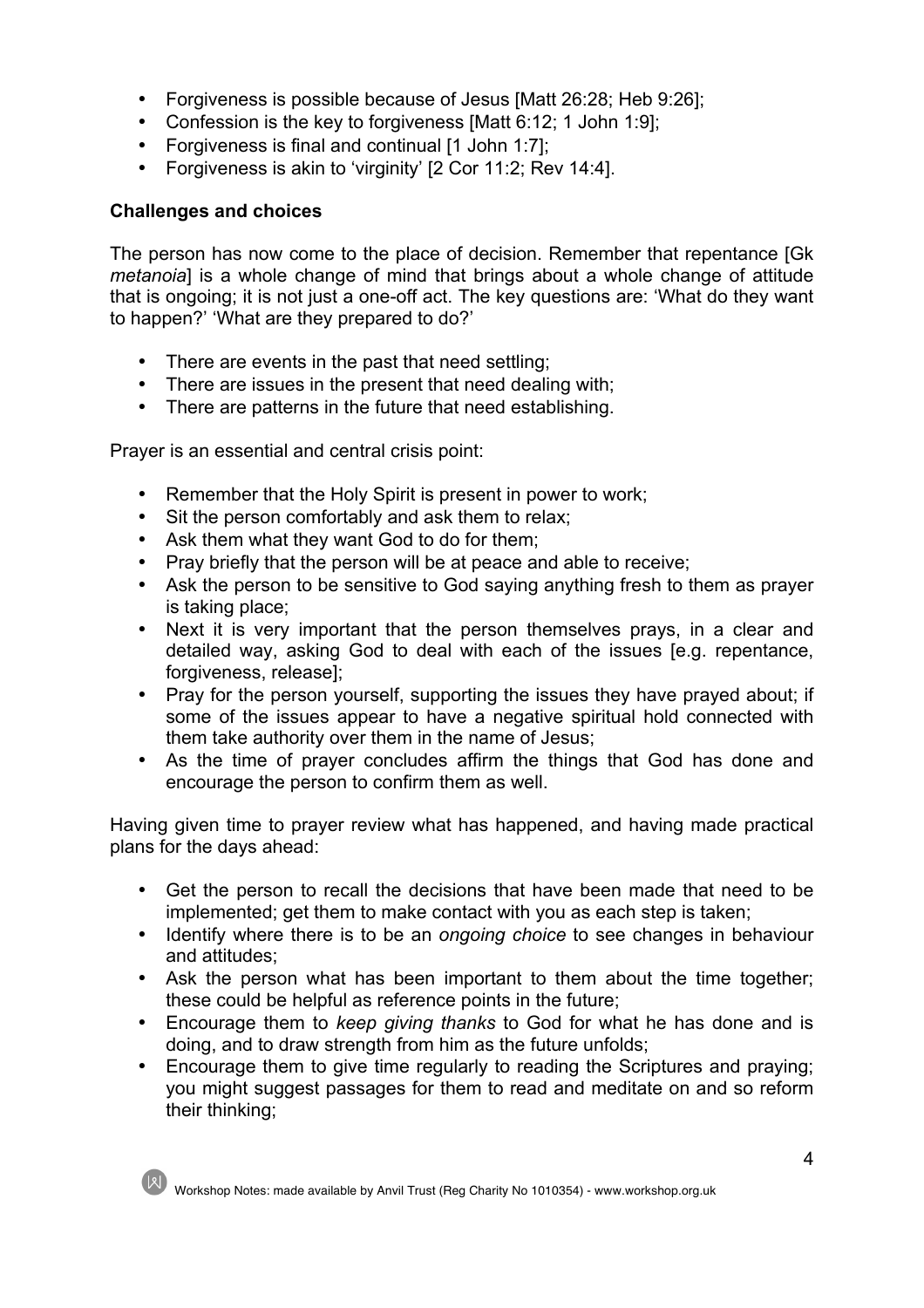- Forgiveness is possible because of Jesus [Matt 26:28; Heb 9:26];
- Confession is the key to forgiveness [Matt 6:12; 1 John 1:9];
- Forgiveness is final and continual [1 John 1:7];
- Forgiveness is akin to 'virginity' [2 Cor 11:2; Rev 14:4].

**Challenges and choices**

The person has now come to the place of decision. Remember that repentance [Gk *metanoia*] is a whole change of mind that brings about a whole change of attitude that is ongoing; it is not just a one-off act. The key questions are: 'What do they want to happen?' 'What are they prepared to do?'

- There are events in the past that need settling;
- There are issues in the present that need dealing with;
- There are patterns in the future that need establishing.

Prayer is an essential and central crisis point:

- Remember that the Holy Spirit is present in power to work;
- Sit the person comfortably and ask them to relax;
- Ask them what they want God to do for them;
- Pray briefly that the person will be at peace and able to receive;
- Ask the person to be sensitive to God saying anything fresh to them as prayer is taking place;
- Next it is very important that the person themselves prays, in a clear and detailed way, asking God to deal with each of the issues [e.g. repentance, forgiveness, release];
- Pray for the person yourself, supporting the issues they have prayed about; if some of the issues appear to have a negative spiritual hold connected with them take authority over them in the name of Jesus;
- As the time of prayer concludes affirm the things that God has done and encourage the person to confirm them as well.

Having given time to prayer review what has happened, and having made practical plans for the days ahead:

- Get the person to recall the decisions that have been made that need to be implemented; get them to make contact with you as each step is taken;
- Identify where there is to be an *ongoing choice* to see changes in behaviour and attitudes;
- Ask the person what has been important to them about the time together; these could be helpful as reference points in the future;
- Encourage them to *keep giving thanks* to God for what he has done and is doing, and to draw strength from him as the future unfolds;
- Encourage them to give time regularly to reading the Scriptures and praying; you might suggest passages for them to read and meditate on and so reform their thinking;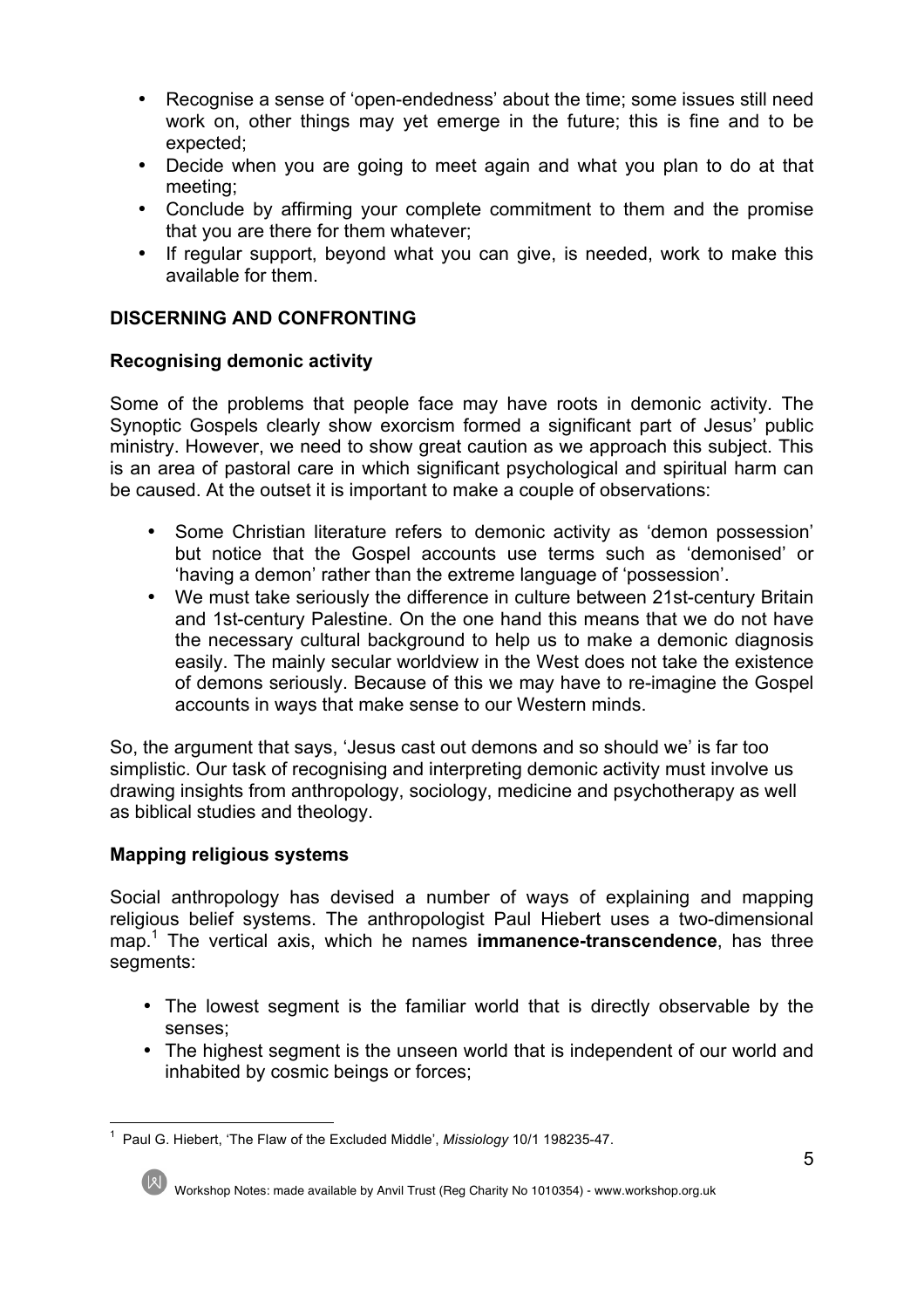- Recognise a sense of 'open-endedness' about the time; some issues still need work on, other things may yet emerge in the future; this is fine and to be expected;
- Decide when you are going to meet again and what you plan to do at that meeting;
- Conclude by affirming your complete commitment to them and the promise that you are there for them whatever;
- If regular support, beyond what you can give, is needed, work to make this available for them.

## DISCERNING AND CONFRONTING

### Recognising demonic activity

Some of the problems that people face may have roots in demonic activity. The Synoptic Gospels clearly show exorcism formed a significant part of Jesus' public ministry. However, we need to show great caution as we approach this subject. This is an area of pastoral care in which significant psychological and spiritual harm can be caused. At the outset it is important to make a couple of observations:

- Some Christian literature refers to demonic activity as 'demon possession' but notice that the Gospel accounts use terms such as 'demonised' or 'having a demon' rather than the extreme language of 'possession'.
- We must take seriously the difference in culture between 21st-century Britain and 1st-century Palestine. On the one hand this means that we do not have the necessary cultural background to help us to make a demonic diagnosis easily. The mainly secular worldview in the West does not take the existence of demons seriously. Because of this we may have to re-imagine the Gospel accounts in ways that make sense to our Western minds.

So, the argument that says, 'Jesus cast out demons and so should we' is far too simplistic. Our task of recognising and interpreting demonic activity must involve us drawing insights from anthropology, sociology, medicine and psychotherapy as well as biblical studies and theology.

### Mapping religious systems

Social anthropology has devised a number of ways of explaining and mapping religious belief systems. The anthropologist Paul Hiebert uses a two-dimensional map.[1] The vertical axis, which he names **immanence-transcendence**, has three segments:

- The lowest segment is the familiar world that is directly observable by the senses;
- The highest segment is the unseen world that is independent of our world and inhabited by cosmic beings or forces;

[1] Paul G. Hiebert, 'The Flaw of the Excluded Middle', *Missiology* 10/1 198235-47.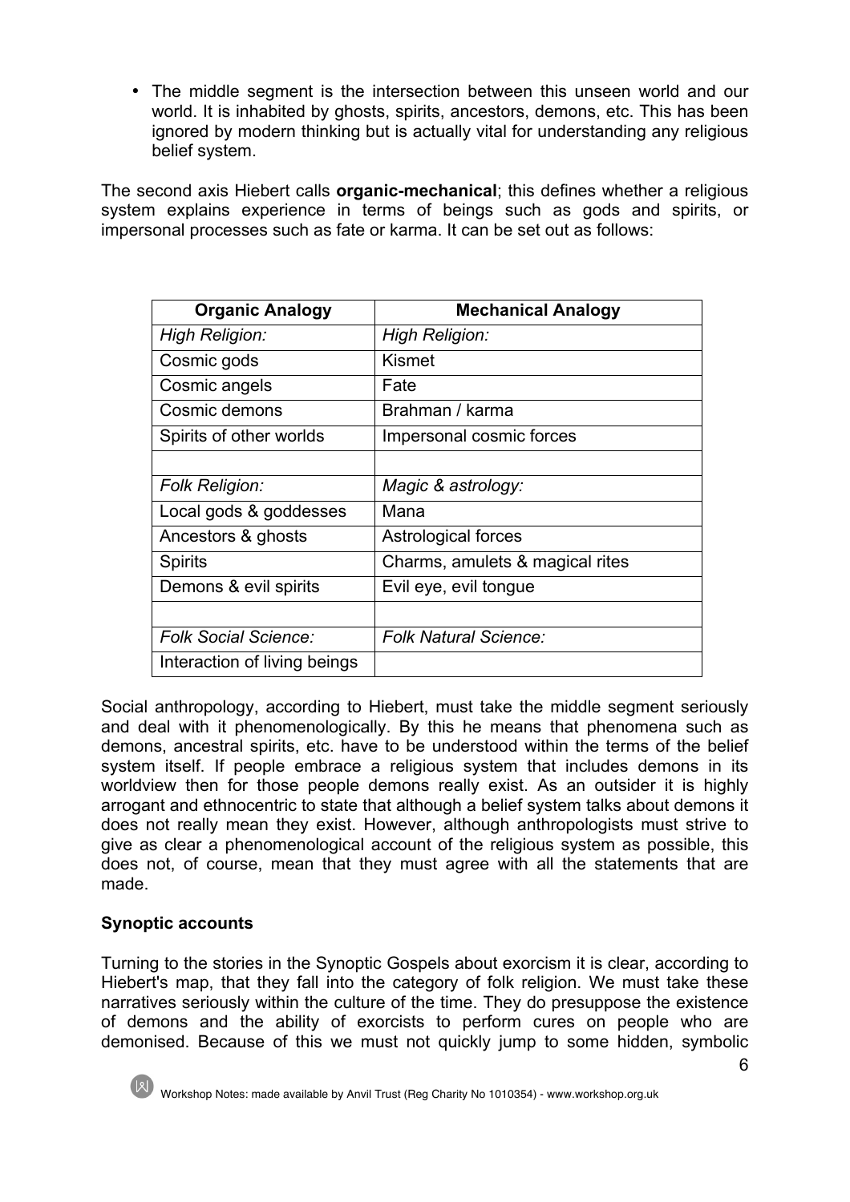- The middle segment is the intersection between this unseen world and our world. It is inhabited by ghosts, spirits, ancestors, demons, etc. This has been ignored by modern thinking but is actually vital for understanding any religious belief system.

The second axis Hiebert calls **organic-mechanical**; this defines whether a religious system explains experience in terms of beings such as gods and spirits, or impersonal processes such as fate or karma. It can be set out as follows:

| Organic Analogy | Mechanical Analogy |
|---|---|
| *High Religion:* | *High Religion:* |
| Cosmic gods | Kismet |
| Cosmic angels | Fate |
| Cosmic demons | Brahman / karma |
| Spirits of other worlds | Impersonal cosmic forces |
| | |
| *Folk Religion:* | *Magic & astrology:* |
| Local gods & goddesses | Mana |
| Ancestors & ghosts | Astrological forces |
| Spirits | Charms, amulets & magical rites |
| Demons & evil spirits | Evil eye, evil tongue |
| | |
| *Folk Social Science:* | *Folk Natural Science:* |
| Interaction of living beings | |

Social anthropology, according to Hiebert, must take the middle segment seriously and deal with it phenomenologically. By this he means that phenomena such as demons, ancestral spirits, etc. have to be understood within the terms of the belief system itself. If people embrace a religious system that includes demons in its worldview then for those people demons really exist. As an outsider it is highly arrogant and ethnocentric to state that although a belief system talks about demons it does not really mean they exist. However, although anthropologists must strive to give as clear a phenomenological account of the religious system as possible, this does not, of course, mean that they must agree with all the statements that are made.

**Synoptic accounts**

Turning to the stories in the Synoptic Gospels about exorcism it is clear, according to Hiebert's map, that they fall into the category of folk religion. We must take these narratives seriously within the culture of the time. They do presuppose the existence of demons and the ability of exorcists to perform cures on people who are demonised. Because of this we must not quickly jump to some hidden, symbolic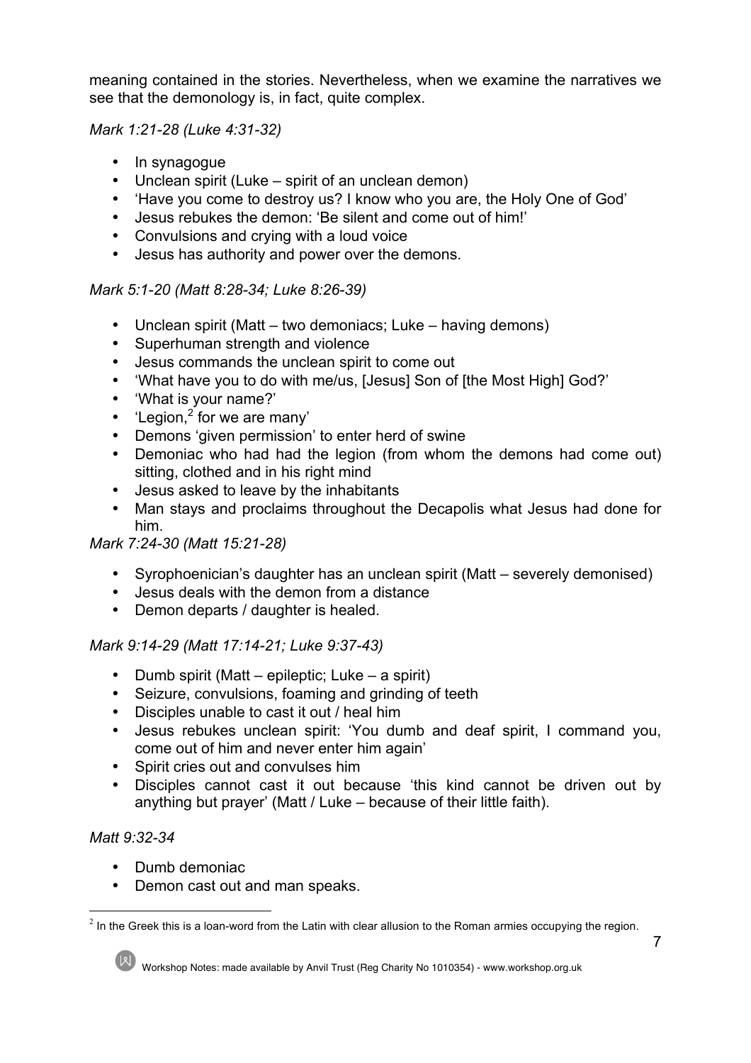meaning contained in the stories. Nevertheless, when we examine the narratives we see that the demonology is, in fact, quite complex.

*Mark 1:21-28 (Luke 4:31-32)*

- In synagogue
- Unclean spirit (Luke – spirit of an unclean demon)
- 'Have you come to destroy us? I know who you are, the Holy One of God'
- Jesus rebukes the demon: 'Be silent and come out of him!'
- Convulsions and crying with a loud voice
- Jesus has authority and power over the demons.

*Mark 5:1-20 (Matt 8:28-34; Luke 8:26-39)*

- Unclean spirit (Matt – two demoniacs; Luke – having demons)
- Superhuman strength and violence
- Jesus commands the unclean spirit to come out
- 'What have you to do with me/us, [Jesus] Son of [the Most High] God?'
- 'What is your name?'
- 'Legion,[2] for we are many'
- Demons 'given permission' to enter herd of swine
- Demoniac who had had the legion (from whom the demons had come out) sitting, clothed and in his right mind
- Jesus asked to leave by the inhabitants
- Man stays and proclaims throughout the Decapolis what Jesus had done for him.

*Mark 7:24-30 (Matt 15:21-28)*

- Syrophoenician's daughter has an unclean spirit (Matt – severely demonised)
- Jesus deals with the demon from a distance
- Demon departs / daughter is healed.

*Mark 9:14-29 (Matt 17:14-21; Luke 9:37-43)*

- Dumb spirit (Matt – epileptic; Luke – a spirit)
- Seizure, convulsions, foaming and grinding of teeth
- Disciples unable to cast it out / heal him
- Jesus rebukes unclean spirit: 'You dumb and deaf spirit, I command you, come out of him and never enter him again'
- Spirit cries out and convulses him
- Disciples cannot cast it out because 'this kind cannot be driven out by anything but prayer' (Matt / Luke – because of their little faith).

*Matt 9:32-34*

- Dumb demoniac
- Demon cast out and man speaks.

[2] In the Greek this is a loan-word from the Latin with clear allusion to the Roman armies occupying the region.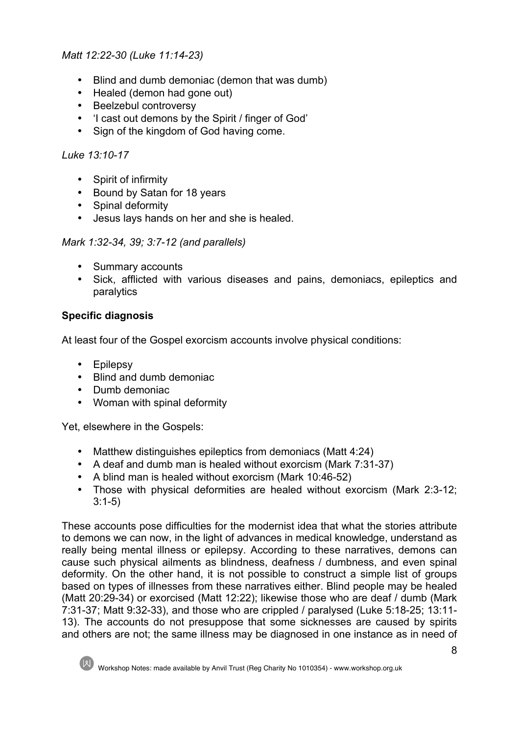*Matt 12:22-30 (Luke 11:14-23)*

- Blind and dumb demoniac (demon that was dumb)
- Healed (demon had gone out)
- Beelzebul controversy
- 'I cast out demons by the Spirit / finger of God'
- Sign of the kingdom of God having come.

*Luke 13:10-17*

- Spirit of infirmity
- Bound by Satan for 18 years
- Spinal deformity
- Jesus lays hands on her and she is healed.

*Mark 1:32-34, 39; 3:7-12 (and parallels)*

- Summary accounts
- Sick, afflicted with various diseases and pains, demoniacs, epileptics and paralytics

**Specific diagnosis**

At least four of the Gospel exorcism accounts involve physical conditions:

- Epilepsy
- Blind and dumb demoniac
- Dumb demoniac
- Woman with spinal deformity

Yet, elsewhere in the Gospels:

- Matthew distinguishes epileptics from demoniacs (Matt 4:24)
- A deaf and dumb man is healed without exorcism (Mark 7:31-37)
- A blind man is healed without exorcism (Mark 10:46-52)
- Those with physical deformities are healed without exorcism (Mark 2:3-12; 3:1-5)

These accounts pose difficulties for the modernist idea that what the stories attribute to demons we can now, in the light of advances in medical knowledge, understand as really being mental illness or epilepsy. According to these narratives, demons can cause such physical ailments as blindness, deafness / dumbness, and even spinal deformity. On the other hand, it is not possible to construct a simple list of groups based on types of illnesses from these narratives either. Blind people may be healed (Matt 20:29-34) or exorcised (Matt 12:22); likewise those who are deaf / dumb (Mark 7:31-37; Matt 9:32-33), and those who are crippled / paralysed (Luke 5:18-25; 13:11-13). The accounts do not presuppose that some sicknesses are caused by spirits and others are not; the same illness may be diagnosed in one instance as in need of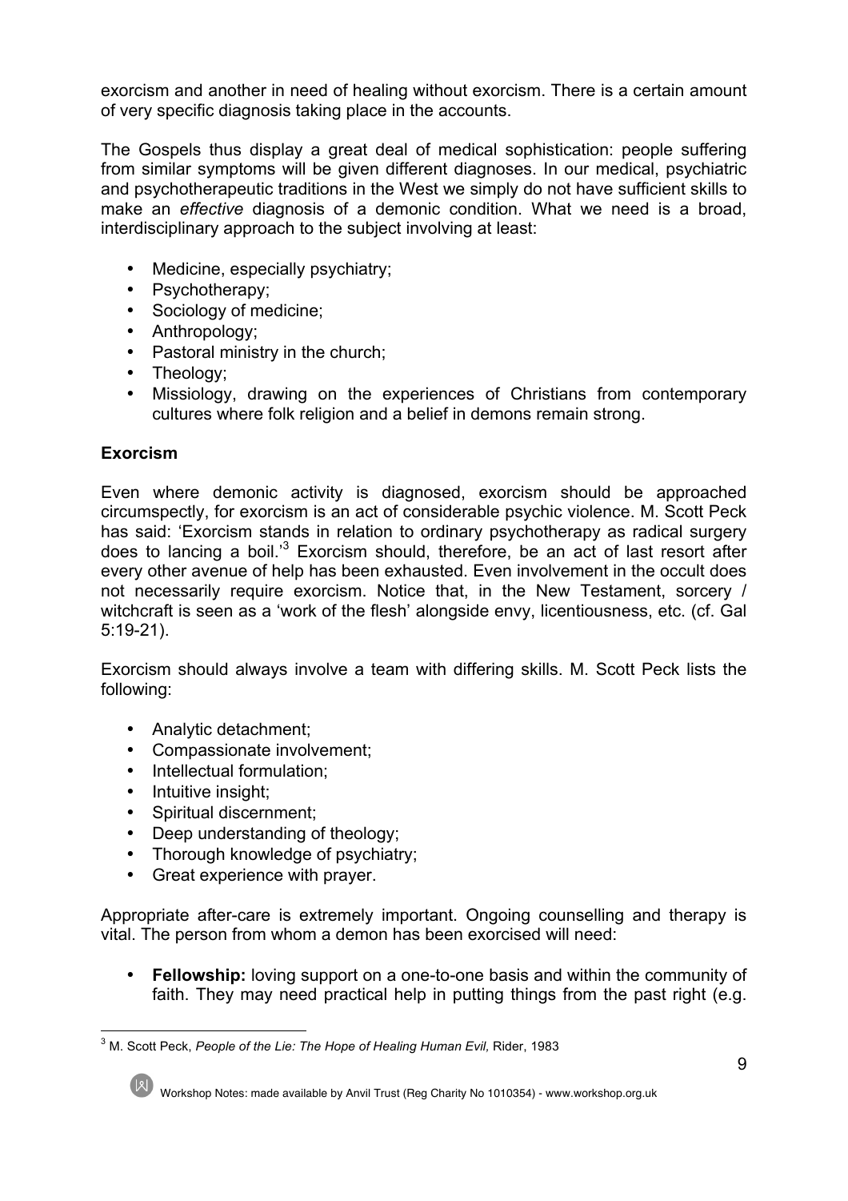exorcism and another in need of healing without exorcism. There is a certain amount of very specific diagnosis taking place in the accounts.

The Gospels thus display a great deal of medical sophistication: people suffering from similar symptoms will be given different diagnoses. In our medical, psychiatric and psychotherapeutic traditions in the West we simply do not have sufficient skills to make an *effective* diagnosis of a demonic condition. What we need is a broad, interdisciplinary approach to the subject involving at least:

- Medicine, especially psychiatry;
- Psychotherapy;
- Sociology of medicine;
- Anthropology;
- Pastoral ministry in the church;
- Theology;
- Missiology, drawing on the experiences of Christians from contemporary cultures where folk religion and a belief in demons remain strong.

## Exorcism

Even where demonic activity is diagnosed, exorcism should be approached circumspectly, for exorcism is an act of considerable psychic violence. M. Scott Peck has said: 'Exorcism stands in relation to ordinary psychotherapy as radical surgery does to lancing a boil.'[3] Exorcism should, therefore, be an act of last resort after every other avenue of help has been exhausted. Even involvement in the occult does not necessarily require exorcism. Notice that, in the New Testament, sorcery / witchcraft is seen as a 'work of the flesh' alongside envy, licentiousness, etc. (cf. Gal 5:19-21).

Exorcism should always involve a team with differing skills. M. Scott Peck lists the following:

- Analytic detachment;
- Compassionate involvement;
- Intellectual formulation;
- Intuitive insight;
- Spiritual discernment;
- Deep understanding of theology;
- Thorough knowledge of psychiatry;
- Great experience with prayer.

Appropriate after-care is extremely important. Ongoing counselling and therapy is vital. The person from whom a demon has been exorcised will need:

- **Fellowship:** loving support on a one-to-one basis and within the community of faith. They may need practical help in putting things from the past right (e.g.

[3] M. Scott Peck, *People of the Lie: The Hope of Healing Human Evil,* Rider, 1983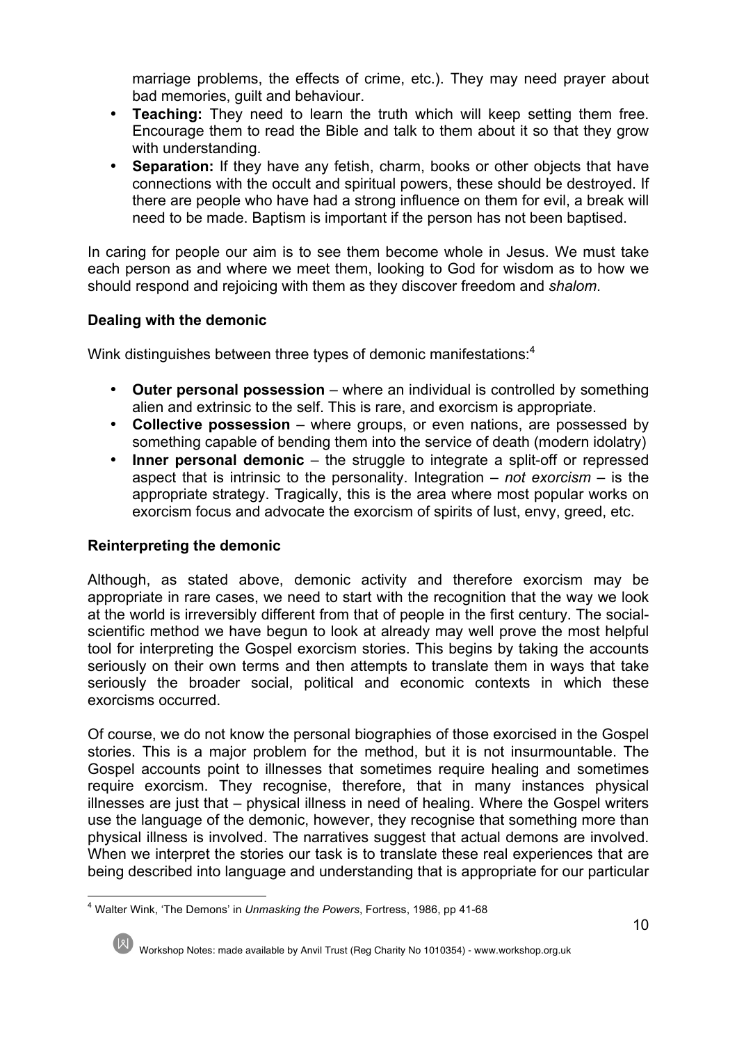marriage problems, the effects of crime, etc.). They may need prayer about bad memories, guilt and behaviour.

- **Teaching:** They need to learn the truth which will keep setting them free. Encourage them to read the Bible and talk to them about it so that they grow with understanding.
- **Separation:** If they have any fetish, charm, books or other objects that have connections with the occult and spiritual powers, these should be destroyed. If there are people who have had a strong influence on them for evil, a break will need to be made. Baptism is important if the person has not been baptised.

In caring for people our aim is to see them become whole in Jesus. We must take each person as and where we meet them, looking to God for wisdom as to how we should respond and rejoicing with them as they discover freedom and *shalom*.

### Dealing with the demonic

Wink distinguishes between three types of demonic manifestations:[4]

- **Outer personal possession** – where an individual is controlled by something alien and extrinsic to the self. This is rare, and exorcism is appropriate.
- **Collective possession** – where groups, or even nations, are possessed by something capable of bending them into the service of death (modern idolatry)
- **Inner personal demonic** – the struggle to integrate a split-off or repressed aspect that is intrinsic to the personality. Integration – *not exorcism* – is the appropriate strategy. Tragically, this is the area where most popular works on exorcism focus and advocate the exorcism of spirits of lust, envy, greed, etc.

### Reinterpreting the demonic

Although, as stated above, demonic activity and therefore exorcism may be appropriate in rare cases, we need to start with the recognition that the way we look at the world is irreversibly different from that of people in the first century. The social-scientific method we have begun to look at already may well prove the most helpful tool for interpreting the Gospel exorcism stories. This begins by taking the accounts seriously on their own terms and then attempts to translate them in ways that take seriously the broader social, political and economic contexts in which these exorcisms occurred.

Of course, we do not know the personal biographies of those exorcised in the Gospel stories. This is a major problem for the method, but it is not insurmountable. The Gospel accounts point to illnesses that sometimes require healing and sometimes require exorcism. They recognise, therefore, that in many instances physical illnesses are just that – physical illness in need of healing. Where the Gospel writers use the language of the demonic, however, they recognise that something more than physical illness is involved. The narratives suggest that actual demons are involved. When we interpret the stories our task is to translate these real experiences that are being described into language and understanding that is appropriate for our particular

---

[4] Walter Wink, 'The Demons' in *Unmasking the Powers*, Fortress, 1986, pp 41-68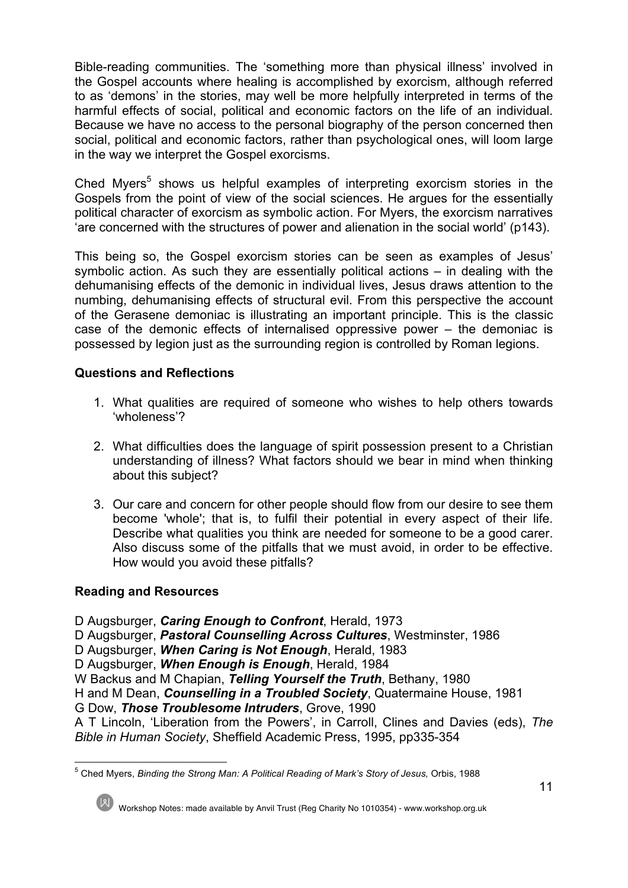Bible-reading communities. The 'something more than physical illness' involved in the Gospel accounts where healing is accomplished by exorcism, although referred to as 'demons' in the stories, may well be more helpfully interpreted in terms of the harmful effects of social, political and economic factors on the life of an individual. Because we have no access to the personal biography of the person concerned then social, political and economic factors, rather than psychological ones, will loom large in the way we interpret the Gospel exorcisms.

Ched Myers[5] shows us helpful examples of interpreting exorcism stories in the Gospels from the point of view of the social sciences. He argues for the essentially political character of exorcism as symbolic action. For Myers, the exorcism narratives 'are concerned with the structures of power and alienation in the social world' (p143).

This being so, the Gospel exorcism stories can be seen as examples of Jesus' symbolic action. As such they are essentially political actions – in dealing with the dehumanising effects of the demonic in individual lives, Jesus draws attention to the numbing, dehumanising effects of structural evil. From this perspective the account of the Gerasene demoniac is illustrating an important principle. This is the classic case of the demonic effects of internalised oppressive power – the demoniac is possessed by legion just as the surrounding region is controlled by Roman legions.

### Questions and Reflections

1. What qualities are required of someone who wishes to help others towards 'wholeness'?

2. What difficulties does the language of spirit possession present to a Christian understanding of illness? What factors should we bear in mind when thinking about this subject?

3. Our care and concern for other people should flow from our desire to see them become 'whole'; that is, to fulfil their potential in every aspect of their life. Describe what qualities you think are needed for someone to be a good carer. Also discuss some of the pitfalls that we must avoid, in order to be effective. How would you avoid these pitfalls?

### Reading and Resources

D Augsburger, ***Caring Enough to Confront***, Herald, 1973
D Augsburger, ***Pastoral Counselling Across Cultures***, Westminster, 1986
D Augsburger, ***When Caring is Not Enough***, Herald, 1983
D Augsburger, ***When Enough is Enough***, Herald, 1984
W Backus and M Chapian, ***Telling Yourself the Truth***, Bethany, 1980
H and M Dean, ***Counselling in a Troubled Society***, Quatermaine House, 1981
G Dow, ***Those Troublesome Intruders***, Grove, 1990
A T Lincoln, 'Liberation from the Powers', in Carroll, Clines and Davies (eds), *The Bible in Human Society*, Sheffield Academic Press, 1995, pp335-354

---

[5] Ched Myers, *Binding the Strong Man: A Political Reading of Mark's Story of Jesus,* Orbis, 1988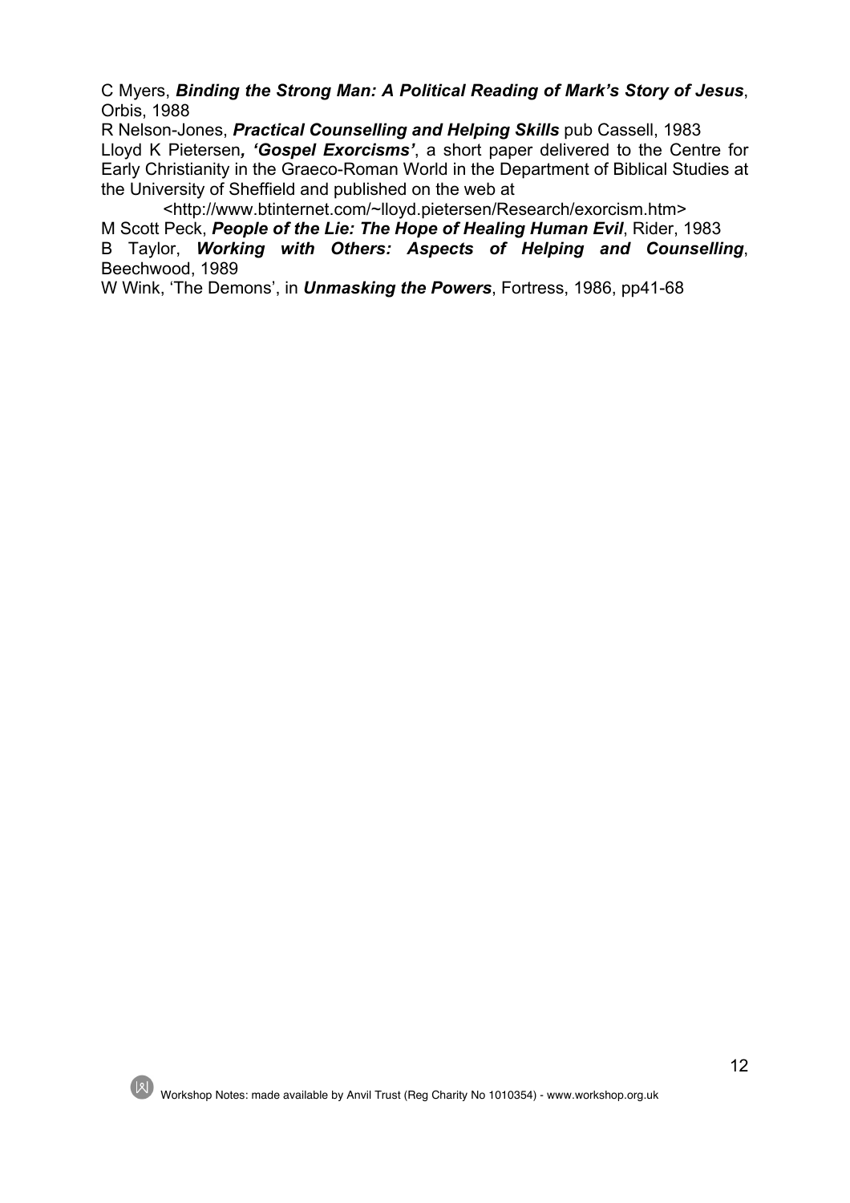C Myers, ***Binding the Strong Man: A Political Reading of Mark's Story of Jesus***, Orbis, 1988

R Nelson-Jones, ***Practical Counselling and Helping Skills*** pub Cassell, 1983

Lloyd K Pietersen***, 'Gospel Exorcisms'***, a short paper delivered to the Centre for Early Christianity in the Graeco-Roman World in the Department of Biblical Studies at the University of Sheffield and published on the web at

<http://www.btinternet.com/~lloyd.pietersen/Research/exorcism.htm>

M Scott Peck, ***People of the Lie: The Hope of Healing Human Evil***, Rider, 1983

B Taylor, ***Working with Others: Aspects of Helping and Counselling***, Beechwood, 1989

W Wink, 'The Demons', in ***Unmasking the Powers***, Fortress, 1986, pp41-68